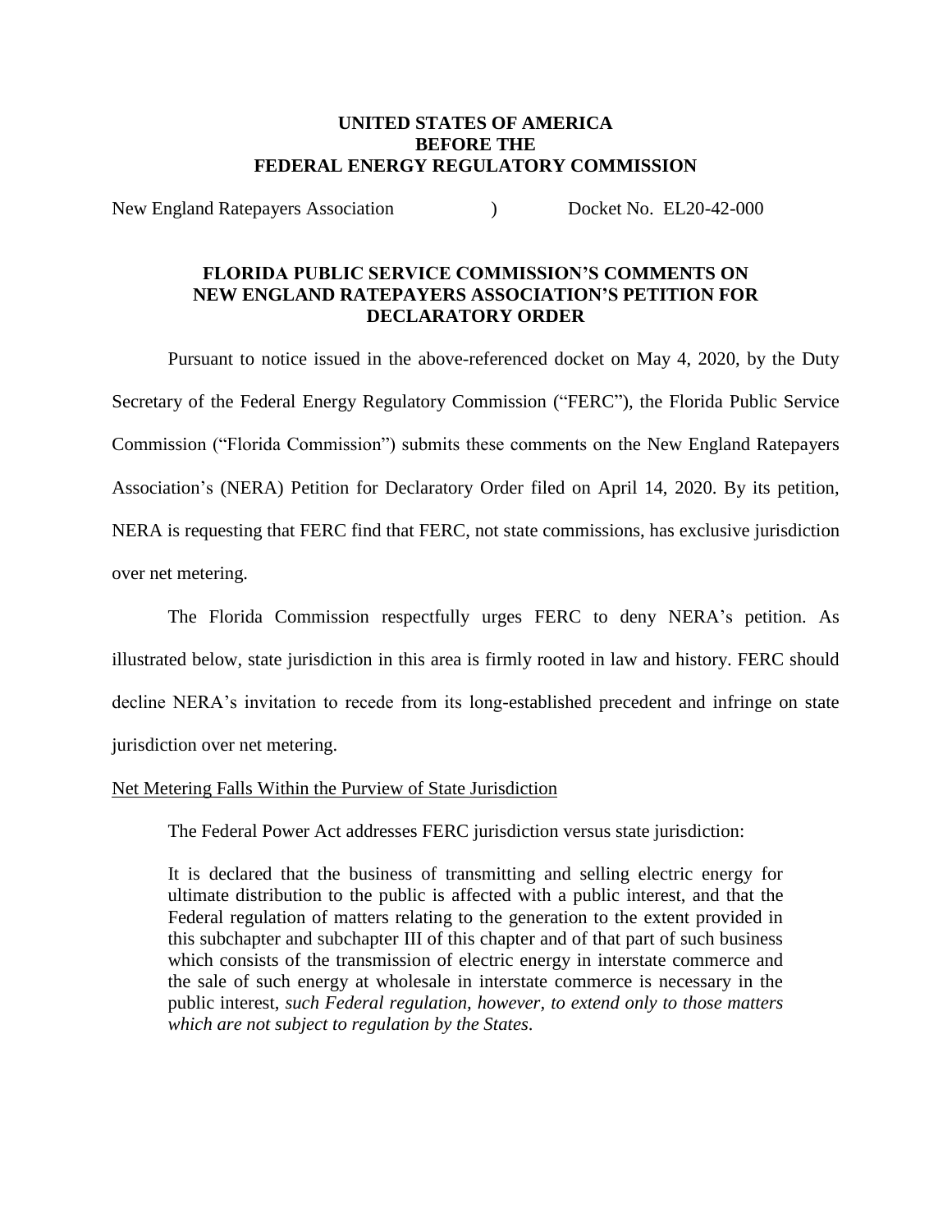**UNITED STATES OF AMERICA**
**BEFORE THE**
**FEDERAL ENERGY REGULATORY COMMISSION**

New England Ratepayers Association ) Docket No. EL20-42-000

**FLORIDA PUBLIC SERVICE COMMISSION'S COMMENTS ON NEW ENGLAND RATEPAYERS ASSOCIATION'S PETITION FOR DECLARATORY ORDER**

Pursuant to notice issued in the above-referenced docket on May 4, 2020, by the Duty Secretary of the Federal Energy Regulatory Commission ("FERC"), the Florida Public Service Commission ("Florida Commission") submits these comments on the New England Ratepayers Association's (NERA) Petition for Declaratory Order filed on April 14, 2020. By its petition, NERA is requesting that FERC find that FERC, not state commissions, has exclusive jurisdiction over net metering.

The Florida Commission respectfully urges FERC to deny NERA's petition. As illustrated below, state jurisdiction in this area is firmly rooted in law and history. FERC should decline NERA's invitation to recede from its long-established precedent and infringe on state jurisdiction over net metering.

<u>Net Metering Falls Within the Purview of State Jurisdiction</u>

The Federal Power Act addresses FERC jurisdiction versus state jurisdiction:

> It is declared that the business of transmitting and selling electric energy for ultimate distribution to the public is affected with a public interest, and that the Federal regulation of matters relating to the generation to the extent provided in this subchapter and subchapter III of this chapter and of that part of such business which consists of the transmission of electric energy in interstate commerce and the sale of such energy at wholesale in interstate commerce is necessary in the public interest, *such Federal regulation, however, to extend only to those matters which are not subject to regulation by the States*.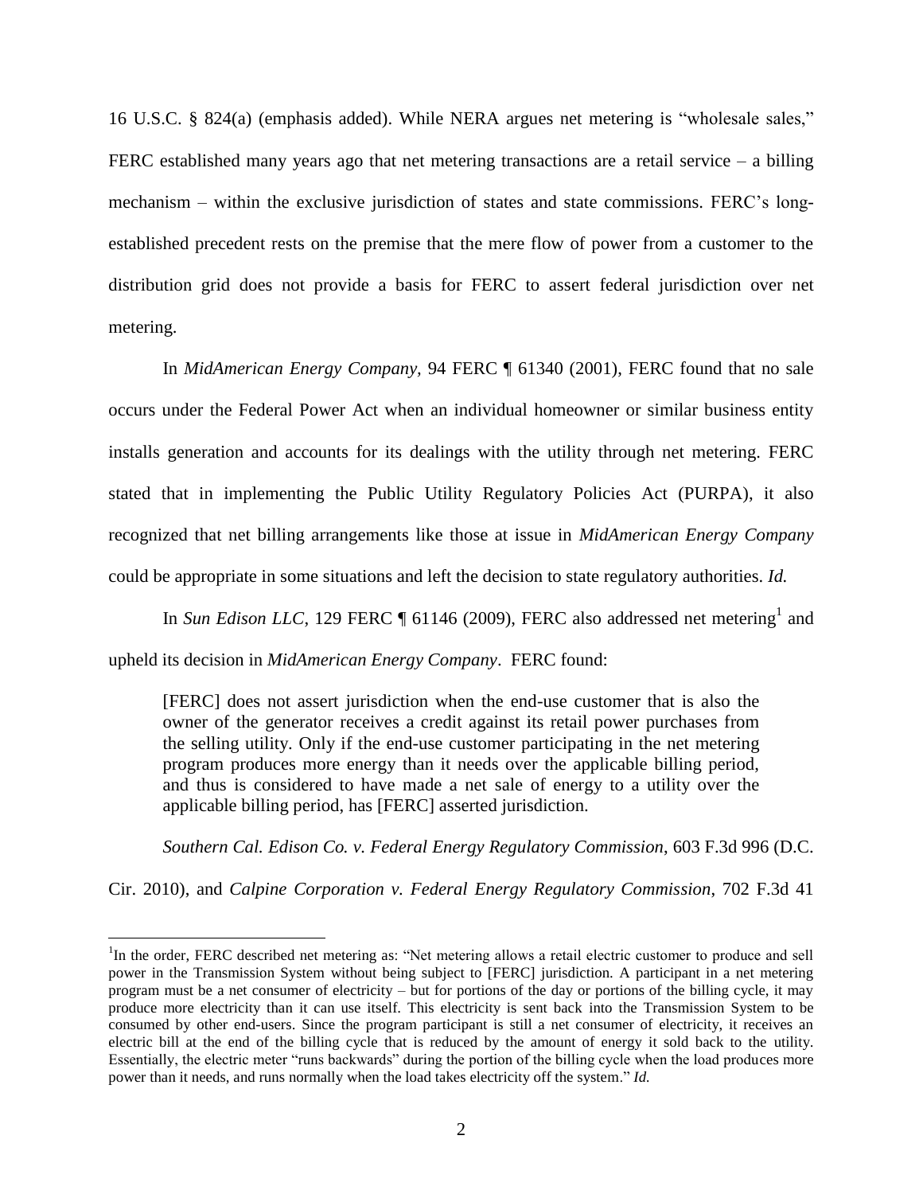16 U.S.C. § 824(a) (emphasis added). While NERA argues net metering is "wholesale sales," FERC established many years ago that net metering transactions are a retail service – a billing mechanism – within the exclusive jurisdiction of states and state commissions. FERC's long-established precedent rests on the premise that the mere flow of power from a customer to the distribution grid does not provide a basis for FERC to assert federal jurisdiction over net metering.

In *MidAmerican Energy Company*, 94 FERC ¶ 61340 (2001), FERC found that no sale occurs under the Federal Power Act when an individual homeowner or similar business entity installs generation and accounts for its dealings with the utility through net metering. FERC stated that in implementing the Public Utility Regulatory Policies Act (PURPA), it also recognized that net billing arrangements like those at issue in *MidAmerican Energy Company* could be appropriate in some situations and left the decision to state regulatory authorities. *Id.*

In *Sun Edison LLC*, 129 FERC ¶ 61146 (2009), FERC also addressed net metering[1] and upheld its decision in *MidAmerican Energy Company*. FERC found:

> [FERC] does not assert jurisdiction when the end-use customer that is also the owner of the generator receives a credit against its retail power purchases from the selling utility. Only if the end-use customer participating in the net metering program produces more energy than it needs over the applicable billing period, and thus is considered to have made a net sale of energy to a utility over the applicable billing period, has [FERC] asserted jurisdiction.

*Southern Cal. Edison Co. v. Federal Energy Regulatory Commission*, 603 F.3d 996 (D.C. Cir. 2010), and *Calpine Corporation v. Federal Energy Regulatory Commission*, 702 F.3d 41

[1]In the order, FERC described net metering as: "Net metering allows a retail electric customer to produce and sell power in the Transmission System without being subject to [FERC] jurisdiction. A participant in a net metering program must be a net consumer of electricity – but for portions of the day or portions of the billing cycle, it may produce more electricity than it can use itself. This electricity is sent back into the Transmission System to be consumed by other end-users. Since the program participant is still a net consumer of electricity, it receives an electric bill at the end of the billing cycle that is reduced by the amount of energy it sold back to the utility. Essentially, the electric meter "runs backwards" during the portion of the billing cycle when the load produces more power than it needs, and runs normally when the load takes electricity off the system." *Id.*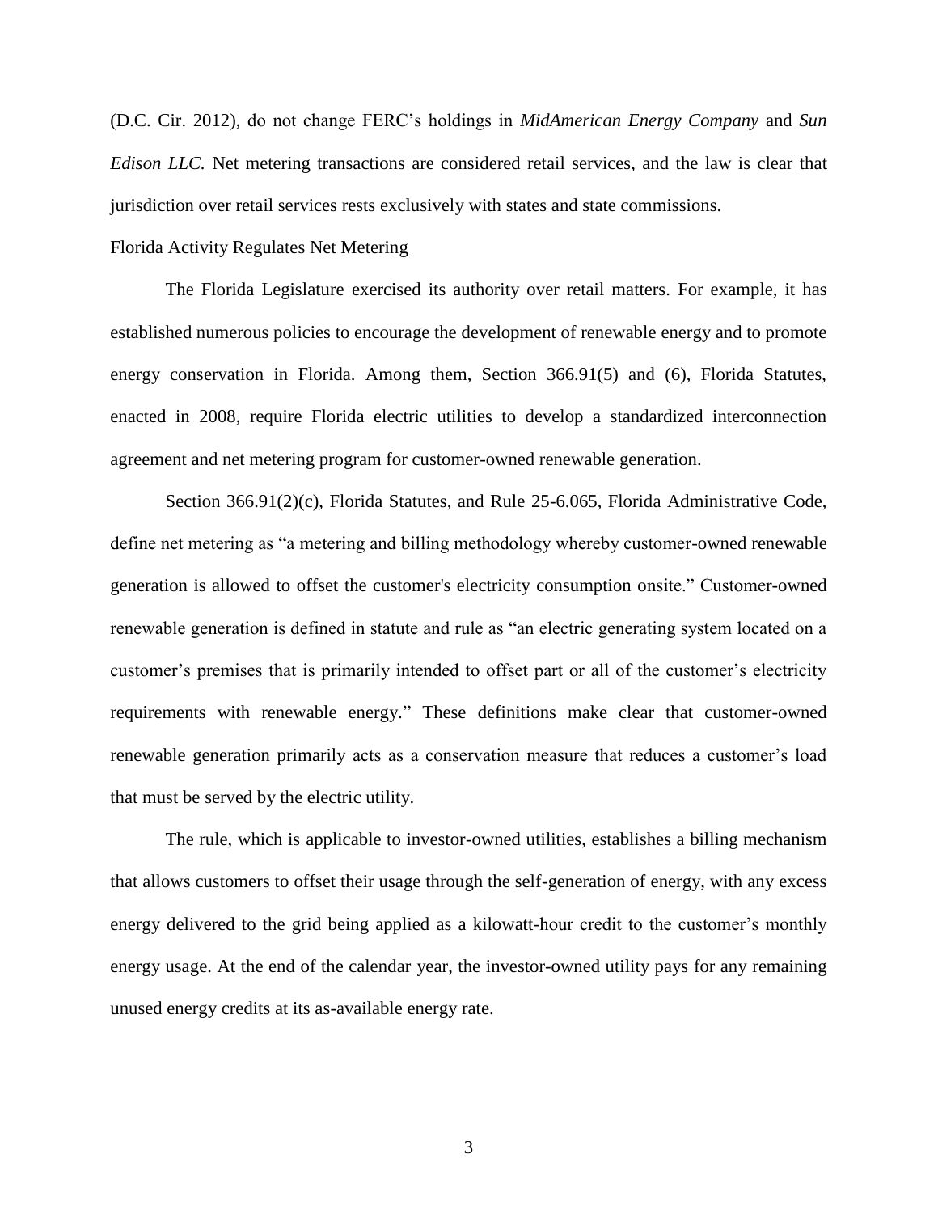(D.C. Cir. 2012), do not change FERC's holdings in *MidAmerican Energy Company* and *Sun Edison LLC*. Net metering transactions are considered retail services, and the law is clear that jurisdiction over retail services rests exclusively with states and state commissions.

<u>Florida Activity Regulates Net Metering</u>

The Florida Legislature exercised its authority over retail matters. For example, it has established numerous policies to encourage the development of renewable energy and to promote energy conservation in Florida. Among them, Section 366.91(5) and (6), Florida Statutes, enacted in 2008, require Florida electric utilities to develop a standardized interconnection agreement and net metering program for customer-owned renewable generation.

Section 366.91(2)(c), Florida Statutes, and Rule 25-6.065, Florida Administrative Code, define net metering as "a metering and billing methodology whereby customer-owned renewable generation is allowed to offset the customer's electricity consumption onsite." Customer-owned renewable generation is defined in statute and rule as "an electric generating system located on a customer's premises that is primarily intended to offset part or all of the customer's electricity requirements with renewable energy." These definitions make clear that customer-owned renewable generation primarily acts as a conservation measure that reduces a customer's load that must be served by the electric utility.

The rule, which is applicable to investor-owned utilities, establishes a billing mechanism that allows customers to offset their usage through the self-generation of energy, with any excess energy delivered to the grid being applied as a kilowatt-hour credit to the customer's monthly energy usage. At the end of the calendar year, the investor-owned utility pays for any remaining unused energy credits at its as-available energy rate.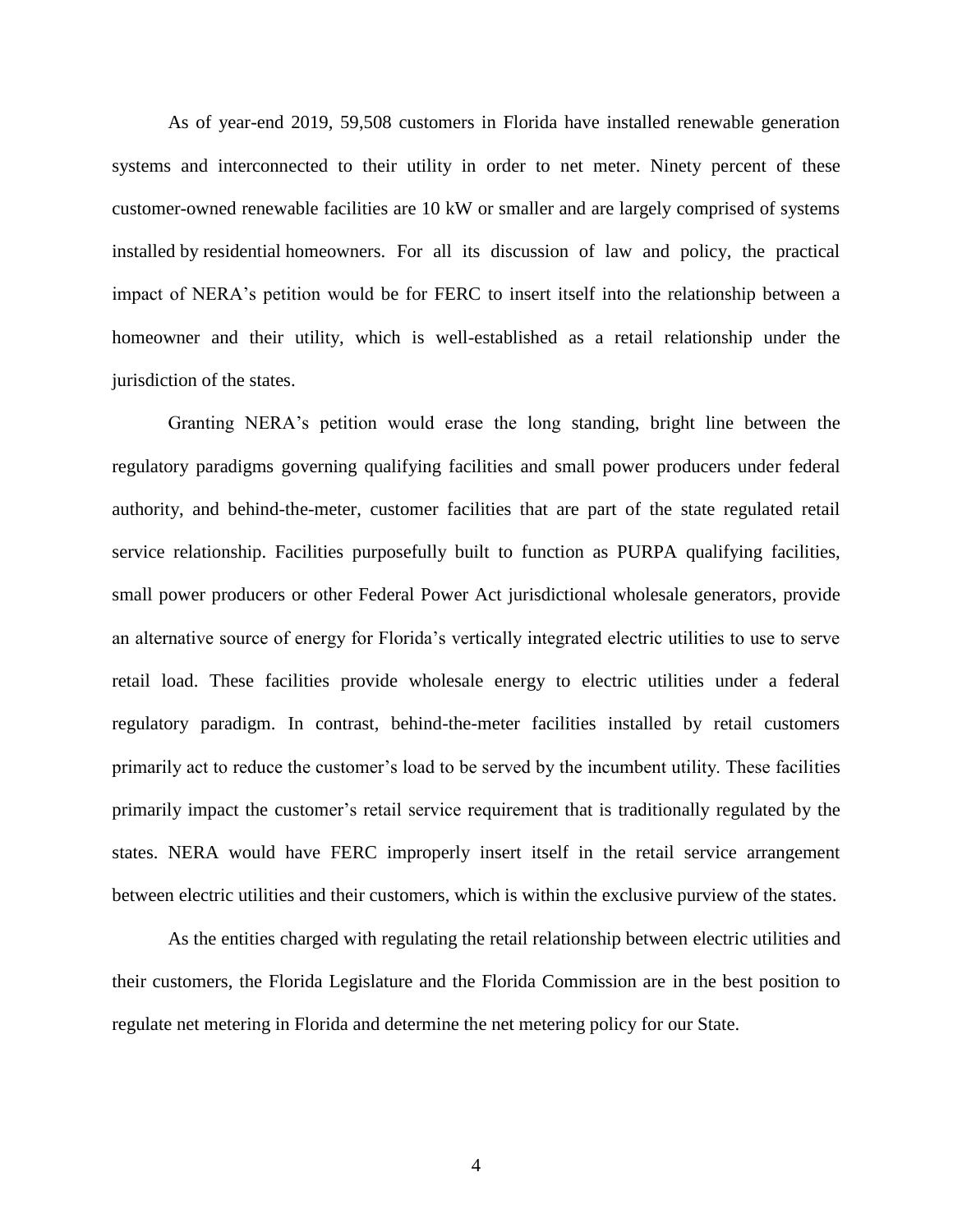As of year-end 2019, 59,508 customers in Florida have installed renewable generation systems and interconnected to their utility in order to net meter. Ninety percent of these customer-owned renewable facilities are 10 kW or smaller and are largely comprised of systems installed by residential homeowners. For all its discussion of law and policy, the practical impact of NERA's petition would be for FERC to insert itself into the relationship between a homeowner and their utility, which is well-established as a retail relationship under the jurisdiction of the states.

Granting NERA's petition would erase the long standing, bright line between the regulatory paradigms governing qualifying facilities and small power producers under federal authority, and behind-the-meter, customer facilities that are part of the state regulated retail service relationship. Facilities purposefully built to function as PURPA qualifying facilities, small power producers or other Federal Power Act jurisdictional wholesale generators, provide an alternative source of energy for Florida's vertically integrated electric utilities to use to serve retail load. These facilities provide wholesale energy to electric utilities under a federal regulatory paradigm. In contrast, behind-the-meter facilities installed by retail customers primarily act to reduce the customer's load to be served by the incumbent utility. These facilities primarily impact the customer's retail service requirement that is traditionally regulated by the states. NERA would have FERC improperly insert itself in the retail service arrangement between electric utilities and their customers, which is within the exclusive purview of the states.

As the entities charged with regulating the retail relationship between electric utilities and their customers, the Florida Legislature and the Florida Commission are in the best position to regulate net metering in Florida and determine the net metering policy for our State.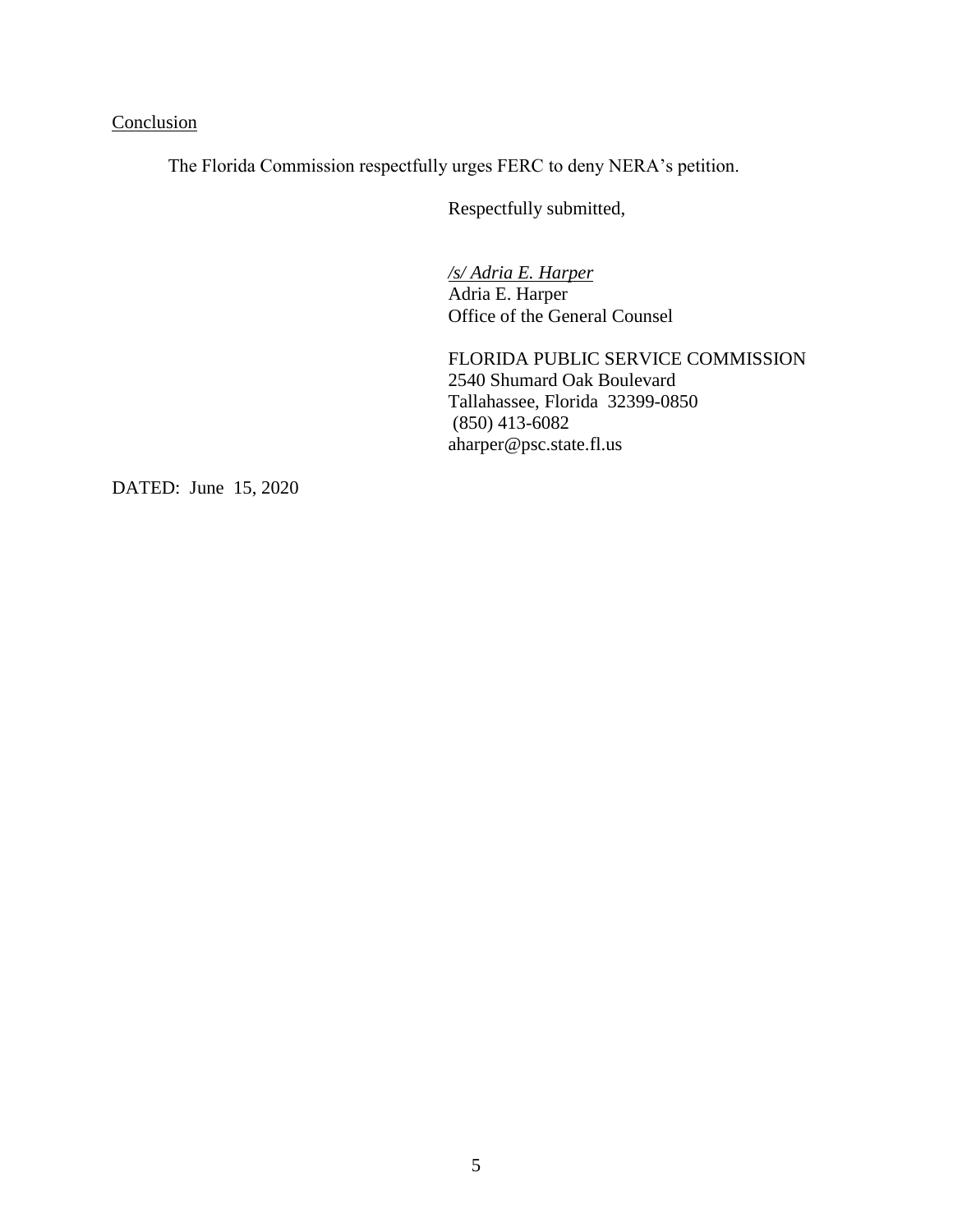<u>Conclusion</u>

The Florida Commission respectfully urges FERC to deny NERA's petition.

Respectfully submitted,

*<u>/s/ Adria E. Harper</u>*
Adria E. Harper
Office of the General Counsel

FLORIDA PUBLIC SERVICE COMMISSION
2540 Shumard Oak Boulevard
Tallahassee, Florida 32399-0850
(850) 413-6082
aharper@psc.state.fl.us

DATED: June 15, 2020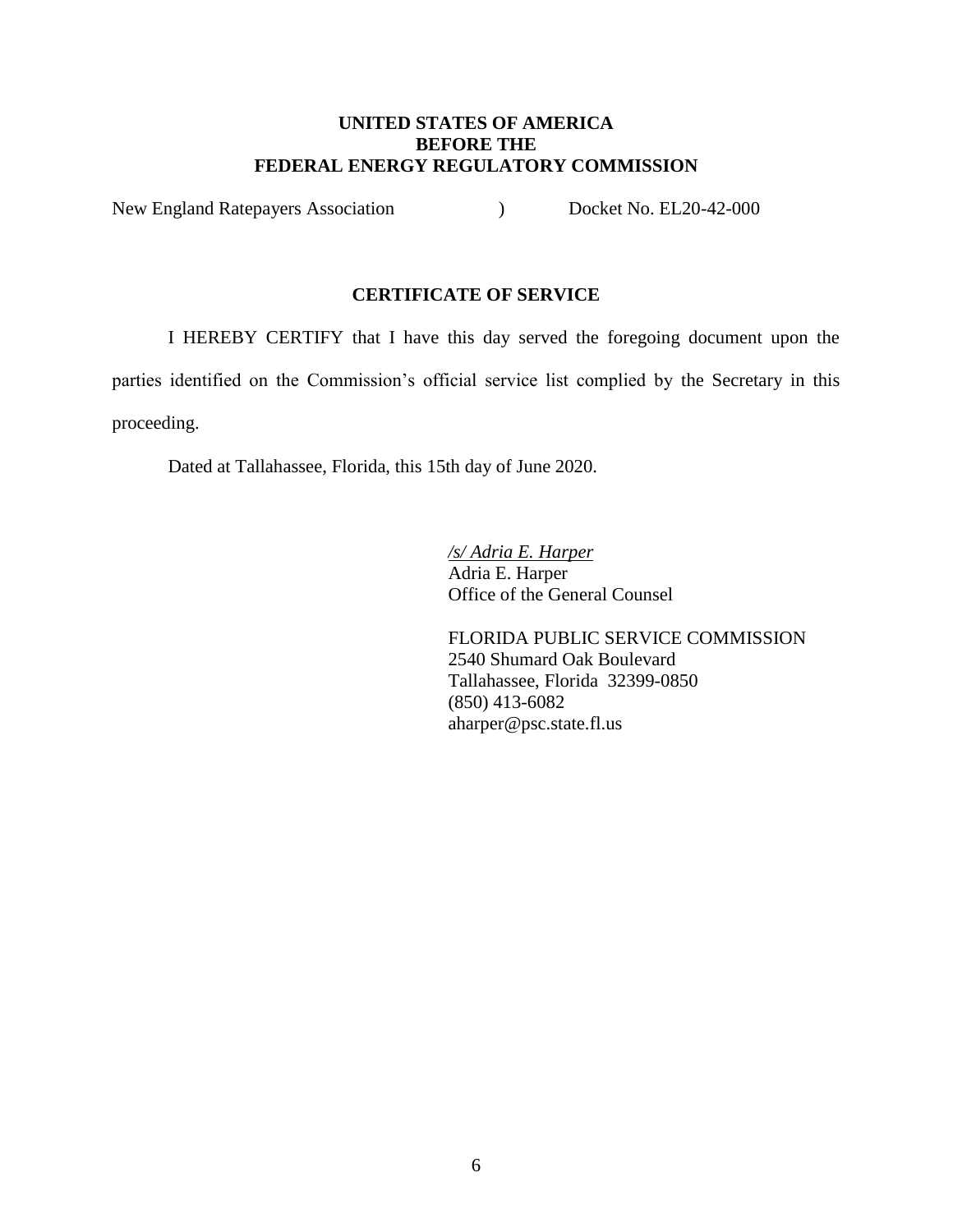**UNITED STATES OF AMERICA**
**BEFORE THE**
**FEDERAL ENERGY REGULATORY COMMISSION**

New England Ratepayers Association ) Docket No. EL20-42-000

**CERTIFICATE OF SERVICE**

I HEREBY CERTIFY that I have this day served the foregoing document upon the parties identified on the Commission's official service list complied by the Secretary in this proceeding.

Dated at Tallahassee, Florida, this 15th day of June 2020.

*/s/ Adria E. Harper*
Adria E. Harper
Office of the General Counsel

FLORIDA PUBLIC SERVICE COMMISSION
2540 Shumard Oak Boulevard
Tallahassee, Florida 32399-0850
(850) 413-6082
aharper@psc.state.fl.us